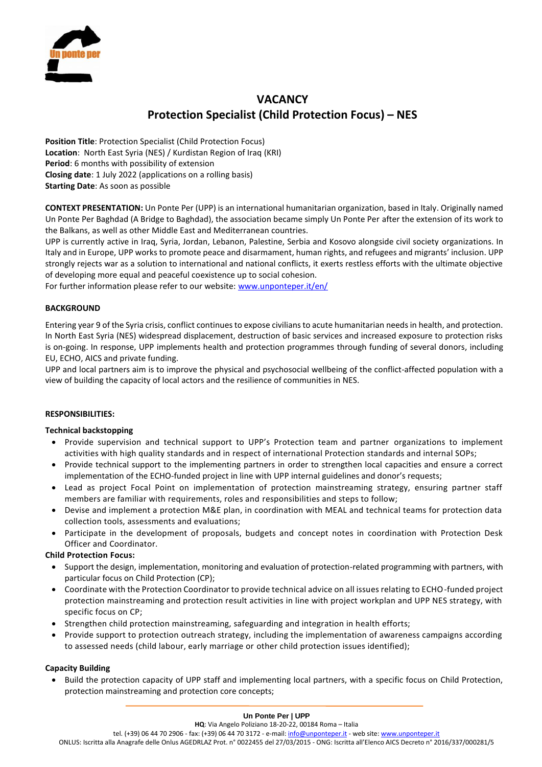# VACANCY

## Protection Specialist (Child Protection Focus) – NES

**Position Title**: Protection Specialist (Child Protection Focus)
**Location**: North East Syria (NES) / Kurdistan Region of Iraq (KRI)
**Period**: 6 months with possibility of extension
**Closing date**: 1 July 2022 (applications on a rolling basis)
**Starting Date**: As soon as possible

**CONTEXT PRESENTATION:** Un Ponte Per (UPP) is an international humanitarian organization, based in Italy. Originally named Un Ponte Per Baghdad (A Bridge to Baghdad), the association became simply Un Ponte Per after the extension of its work to the Balkans, as well as other Middle East and Mediterranean countries.
UPP is currently active in Iraq, Syria, Jordan, Lebanon, Palestine, Serbia and Kosovo alongside civil society organizations. In Italy and in Europe, UPP works to promote peace and disarmament, human rights, and refugees and migrants' inclusion. UPP strongly rejects war as a solution to international and national conflicts, it exerts restless efforts with the ultimate objective of developing more equal and peaceful coexistence up to social cohesion.
For further information please refer to our website: www.unponteper.it/en/

**BACKGROUND**

Entering year 9 of the Syria crisis, conflict continues to expose civilians to acute humanitarian needs in health, and protection. In North East Syria (NES) widespread displacement, destruction of basic services and increased exposure to protection risks is on-going. In response, UPP implements health and protection programmes through funding of several donors, including EU, ECHO, AICS and private funding.
UPP and local partners aim is to improve the physical and psychosocial wellbeing of the conflict-affected population with a view of building the capacity of local actors and the resilience of communities in NES.

**RESPONSIBILITIES:**

**Technical backstopping**

- Provide supervision and technical support to UPP's Protection team and partner organizations to implement activities with high quality standards and in respect of international Protection standards and internal SOPs;
- Provide technical support to the implementing partners in order to strengthen local capacities and ensure a correct implementation of the ECHO-funded project in line with UPP internal guidelines and donor's requests;
- Lead as project Focal Point on implementation of protection mainstreaming strategy, ensuring partner staff members are familiar with requirements, roles and responsibilities and steps to follow;
- Devise and implement a protection M&E plan, in coordination with MEAL and technical teams for protection data collection tools, assessments and evaluations;
- Participate in the development of proposals, budgets and concept notes in coordination with Protection Desk Officer and Coordinator.

**Child Protection Focus:**

- Support the design, implementation, monitoring and evaluation of protection-related programming with partners, with particular focus on Child Protection (CP);
- Coordinate with the Protection Coordinator to provide technical advice on all issues relating to ECHO-funded project protection mainstreaming and protection result activities in line with project workplan and UPP NES strategy, with specific focus on CP;
- Strengthen child protection mainstreaming, safeguarding and integration in health efforts;
- Provide support to protection outreach strategy, including the implementation of awareness campaigns according to assessed needs (child labour, early marriage or other child protection issues identified);

**Capacity Building**

- Build the protection capacity of UPP staff and implementing local partners, with a specific focus on Child Protection, protection mainstreaming and protection core concepts;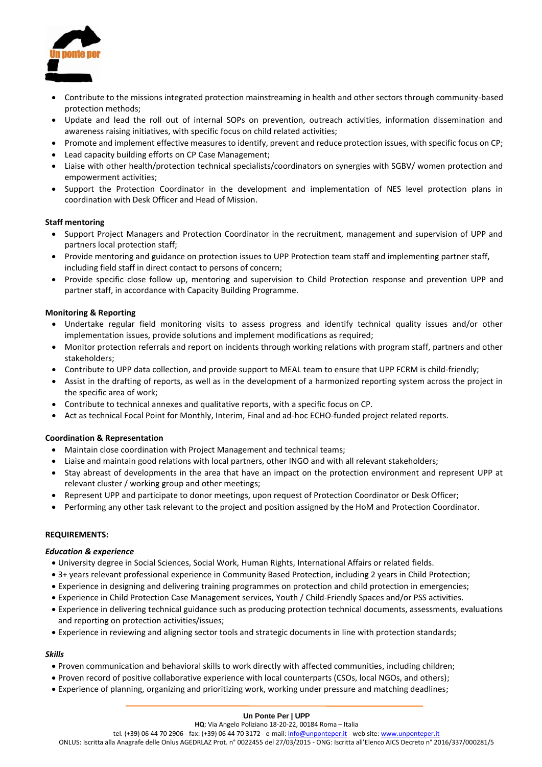- Contribute to the missions integrated protection mainstreaming in health and other sectors through community-based protection methods;
- Update and lead the roll out of internal SOPs on prevention, outreach activities, information dissemination and awareness raising initiatives, with specific focus on child related activities;
- Promote and implement effective measures to identify, prevent and reduce protection issues, with specific focus on CP;
- Lead capacity building efforts on CP Case Management;
- Liaise with other health/protection technical specialists/coordinators on synergies with SGBV/ women protection and empowerment activities;
- Support the Protection Coordinator in the development and implementation of NES level protection plans in coordination with Desk Officer and Head of Mission.

**Staff mentoring**

- Support Project Managers and Protection Coordinator in the recruitment, management and supervision of UPP and partners local protection staff;
- Provide mentoring and guidance on protection issues to UPP Protection team staff and implementing partner staff, including field staff in direct contact to persons of concern;
- Provide specific close follow up, mentoring and supervision to Child Protection response and prevention UPP and partner staff, in accordance with Capacity Building Programme.

**Monitoring & Reporting**

- Undertake regular field monitoring visits to assess progress and identify technical quality issues and/or other implementation issues, provide solutions and implement modifications as required;
- Monitor protection referrals and report on incidents through working relations with program staff, partners and other stakeholders;
- Contribute to UPP data collection, and provide support to MEAL team to ensure that UPP FCRM is child-friendly;
- Assist in the drafting of reports, as well as in the development of a harmonized reporting system across the project in the specific area of work;
- Contribute to technical annexes and qualitative reports, with a specific focus on CP.
- Act as technical Focal Point for Monthly, Interim, Final and ad-hoc ECHO-funded project related reports.

**Coordination & Representation**

- Maintain close coordination with Project Management and technical teams;
- Liaise and maintain good relations with local partners, other INGO and with all relevant stakeholders;
- Stay abreast of developments in the area that have an impact on the protection environment and represent UPP at relevant cluster / working group and other meetings;
- Represent UPP and participate to donor meetings, upon request of Protection Coordinator or Desk Officer;
- Performing any other task relevant to the project and position assigned by the HoM and Protection Coordinator.

**REQUIREMENTS:**

***Education & experience***

- University degree in Social Sciences, Social Work, Human Rights, International Affairs or related fields.
- 3+ years relevant professional experience in Community Based Protection, including 2 years in Child Protection;
- Experience in designing and delivering training programmes on protection and child protection in emergencies;
- Experience in Child Protection Case Management services, Youth / Child-Friendly Spaces and/or PSS activities.
- Experience in delivering technical guidance such as producing protection technical documents, assessments, evaluations and reporting on protection activities/issues;
- Experience in reviewing and aligning sector tools and strategic documents in line with protection standards;

***Skills***

- Proven communication and behavioral skills to work directly with affected communities, including children;
- Proven record of positive collaborative experience with local counterparts (CSOs, local NGOs, and others);
- Experience of planning, organizing and prioritizing work, working under pressure and matching deadlines;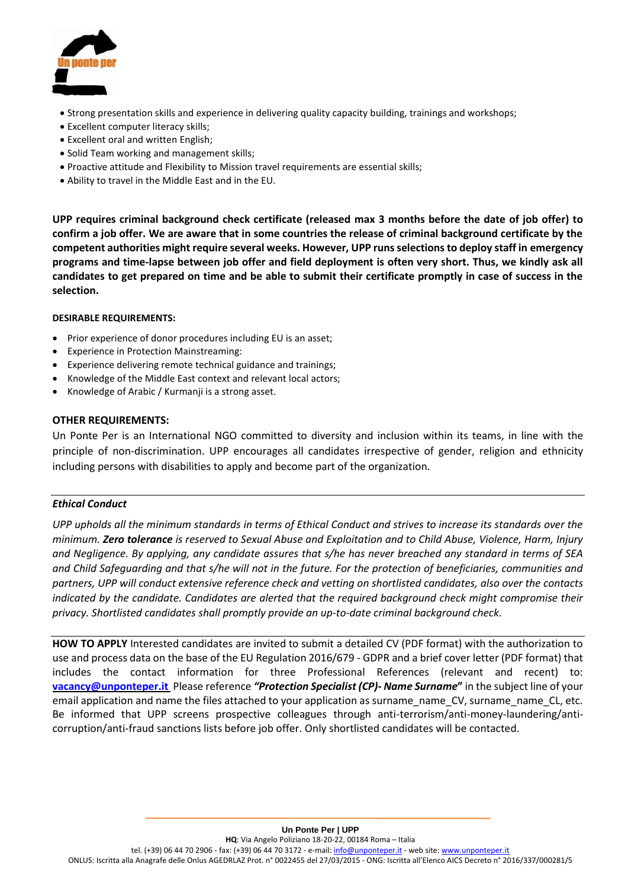- Strong presentation skills and experience in delivering quality capacity building, trainings and workshops;
- Excellent computer literacy skills;
- Excellent oral and written English;
- Solid Team working and management skills;
- Proactive attitude and Flexibility to Mission travel requirements are essential skills;
- Ability to travel in the Middle East and in the EU.

**UPP requires criminal background check certificate (released max 3 months before the date of job offer) to confirm a job offer. We are aware that in some countries the release of criminal background certificate by the competent authorities might require several weeks. However, UPP runs selections to deploy staff in emergency programs and time-lapse between job offer and field deployment is often very short. Thus, we kindly ask all candidates to get prepared on time and be able to submit their certificate promptly in case of success in the selection.**

**DESIRABLE REQUIREMENTS:**

- Prior experience of donor procedures including EU is an asset;
- Experience in Protection Mainstreaming:
- Experience delivering remote technical guidance and trainings;
- Knowledge of the Middle East context and relevant local actors;
- Knowledge of Arabic / Kurmanji is a strong asset.

**OTHER REQUIREMENTS:**

Un Ponte Per is an International NGO committed to diversity and inclusion within its teams, in line with the principle of non-discrimination. UPP encourages all candidates irrespective of gender, religion and ethnicity including persons with disabilities to apply and become part of the organization.

***Ethical Conduct***

*UPP upholds all the minimum standards in terms of Ethical Conduct and strives to increase its standards over the minimum.* ***Zero tolerance*** *is reserved to Sexual Abuse and Exploitation and to Child Abuse, Violence, Harm, Injury and Negligence. By applying, any candidate assures that s/he has never breached any standard in terms of SEA and Child Safeguarding and that s/he will not in the future. For the protection of beneficiaries, communities and partners, UPP will conduct extensive reference check and vetting on shortlisted candidates, also over the contacts indicated by the candidate. Candidates are alerted that the required background check might compromise their privacy. Shortlisted candidates shall promptly provide an up-to-date criminal background check.*

**HOW TO APPLY** Interested candidates are invited to submit a detailed CV (PDF format) with the authorization to use and process data on the base of the EU Regulation 2016/679 - GDPR and a brief cover letter (PDF format) that includes the contact information for three Professional References (relevant and recent) to: **vacancy@unponteper.it** Please reference ***"Protection Specialist (CP)- Name Surname"*** in the subject line of your email application and name the files attached to your application as surname_name_CV, surname_name_CL, etc. Be informed that UPP screens prospective colleagues through anti-terrorism/anti-money-laundering/anti-corruption/anti-fraud sanctions lists before job offer. Only shortlisted candidates will be contacted.